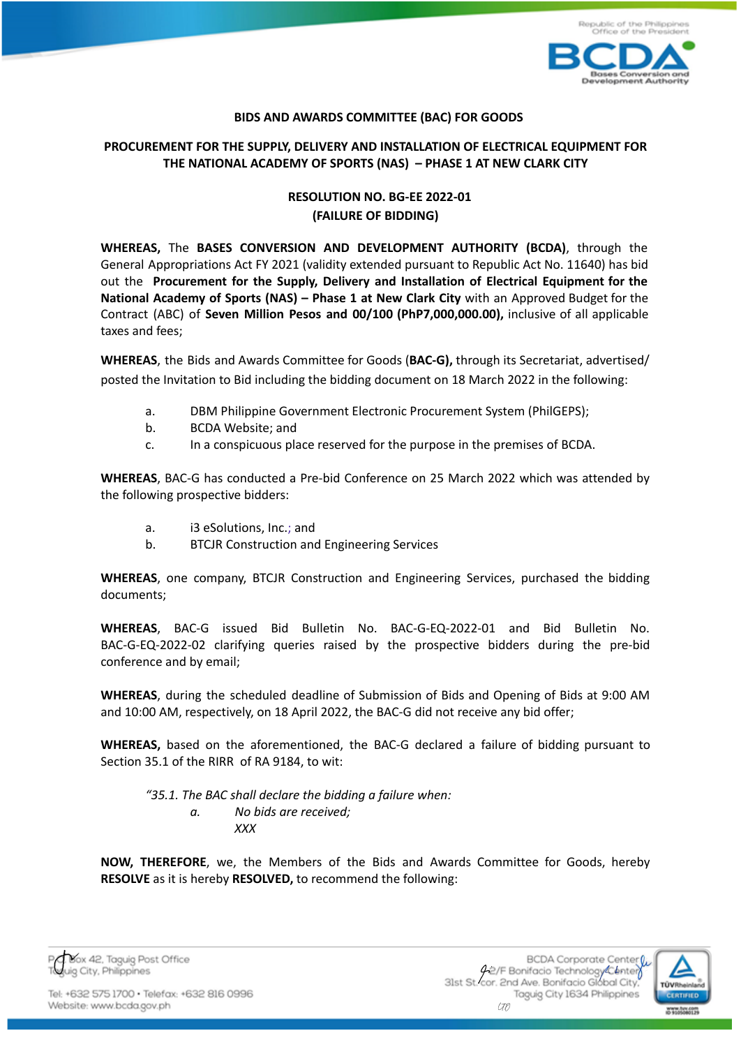**BIDS AND AWARDS COMMITTEE (BAC) FOR GOODS**

**PROCUREMENT FOR THE SUPPLY, DELIVERY AND INSTALLATION OF ELECTRICAL EQUIPMENT FOR THE NATIONAL ACADEMY OF SPORTS (NAS) – PHASE 1 AT NEW CLARK CITY**

**RESOLUTION NO. BG-EE 2022-01**
**(FAILURE OF BIDDING)**

**WHEREAS,** The **BASES CONVERSION AND DEVELOPMENT AUTHORITY (BCDA)**, through the General Appropriations Act FY 2021 (validity extended pursuant to Republic Act No. 11640) has bid out the **Procurement for the Supply, Delivery and Installation of Electrical Equipment for the National Academy of Sports (NAS) – Phase 1 at New Clark City** with an Approved Budget for the Contract (ABC) of **Seven Million Pesos and 00/100 (PhP7,000,000.00),** inclusive of all applicable taxes and fees;

**WHEREAS**, the Bids and Awards Committee for Goods (**BAC-G),** through its Secretariat, advertised/ posted the Invitation to Bid including the bidding document on 18 March 2022 in the following:

a. DBM Philippine Government Electronic Procurement System (PhilGEPS);
b. BCDA Website; and
c. In a conspicuous place reserved for the purpose in the premises of BCDA.

**WHEREAS**, BAC-G has conducted a Pre-bid Conference on 25 March 2022 which was attended by the following prospective bidders:

a. i3 eSolutions, Inc.; and
b. BTCJR Construction and Engineering Services

**WHEREAS**, one company, BTCJR Construction and Engineering Services, purchased the bidding documents;

**WHEREAS**, BAC-G issued Bid Bulletin No. BAC-G-EQ-2022-01 and Bid Bulletin No. BAC-G-EQ-2022-02 clarifying queries raised by the prospective bidders during the pre-bid conference and by email;

**WHEREAS**, during the scheduled deadline of Submission of Bids and Opening of Bids at 9:00 AM and 10:00 AM, respectively, on 18 April 2022, the BAC-G did not receive any bid offer;

**WHEREAS,** based on the aforementioned, the BAC-G declared a failure of bidding pursuant to Section 35.1 of the RIRR of RA 9184, to wit:

> *"35.1. The BAC shall declare the bidding a failure when:*
> *a. No bids are received;*
> *XXX*

**NOW, THEREFORE**, we, the Members of the Bids and Awards Committee for Goods, hereby **RESOLVE** as it is hereby **RESOLVED,** to recommend the following: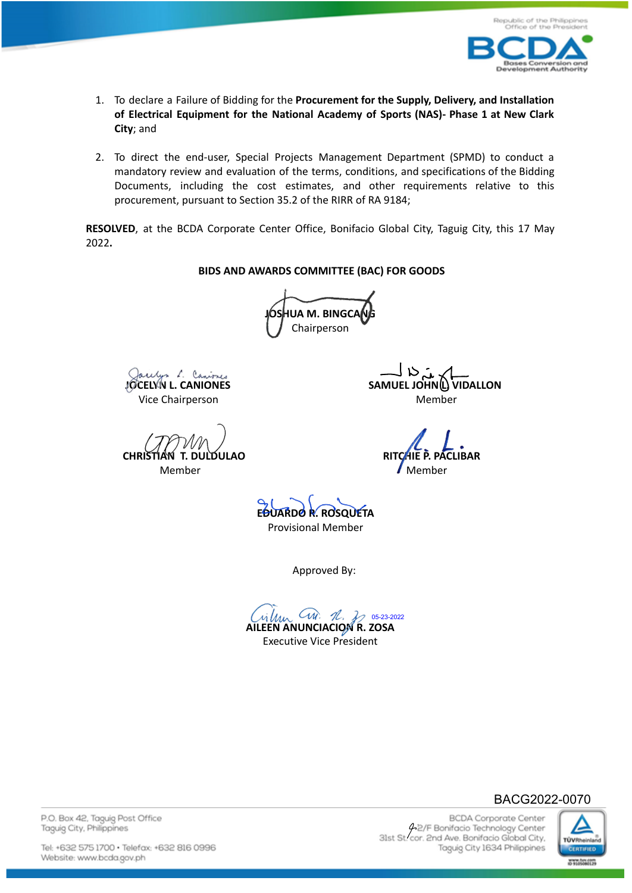1. To declare a Failure of Bidding for the **Procurement for the Supply, Delivery, and Installation of Electrical Equipment for the National Academy of Sports (NAS)- Phase 1 at New Clark City**; and

2. To direct the end-user, Special Projects Management Department (SPMD) to conduct a mandatory review and evaluation of the terms, conditions, and specifications of the Bidding Documents, including the cost estimates, and other requirements relative to this procurement, pursuant to Section 35.2 of the RIRR of RA 9184;

**RESOLVED**, at the BCDA Corporate Center Office, Bonifacio Global City, Taguig City, this 17 May 2022**.**

**BIDS AND AWARDS COMMITTEE (BAC) FOR GOODS**

**JOSHUA M. BINGCANG**
Chairperson

**JOCELYN L. CANIONES**
Vice Chairperson

**SAMUEL JOHN L. VIDALLON**
Member

**CHRISTIAN T. DULDULAO**
Member

**RITCHIE P. PACLIBAR**
Member

**EDUARDO R. ROSQUETA**
Provisional Member

Approved By:

05-23-2022
**AILEEN ANUNCIACION R. ZOSA**
Executive Vice President

BACG2022-0070

P.O. Box 42, Taguig Post Office
Taguig City, Philippines

Tel: +632 575 1700 • Telefax: +632 816 0996
Website: www.bcda.gov.ph

BCDA Corporate Center
2/F Bonifacio Technology Center
31st St. cor. 2nd Ave. Bonifacio Global City,
Taguig City 1634 Philippines